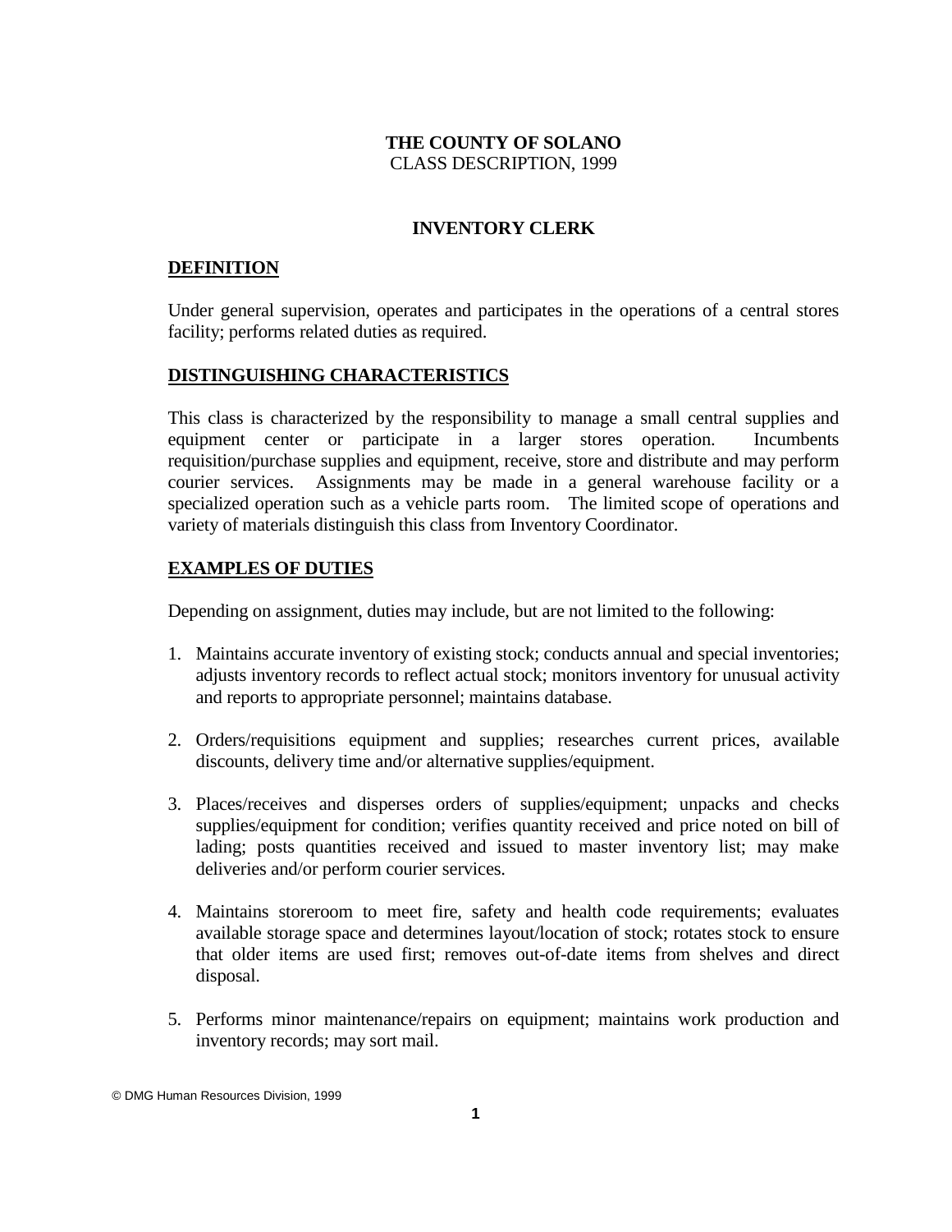**THE COUNTY OF SOLANO**
CLASS DESCRIPTION, 1999

# INVENTORY CLERK

## DEFINITION

Under general supervision, operates and participates in the operations of a central stores facility; performs related duties as required.

## DISTINGUISHING CHARACTERISTICS

This class is characterized by the responsibility to manage a small central supplies and equipment center or participate in a larger stores operation. Incumbents requisition/purchase supplies and equipment, receive, store and distribute and may perform courier services. Assignments may be made in a general warehouse facility or a specialized operation such as a vehicle parts room. The limited scope of operations and variety of materials distinguish this class from Inventory Coordinator.

## EXAMPLES OF DUTIES

Depending on assignment, duties may include, but are not limited to the following:

1. Maintains accurate inventory of existing stock; conducts annual and special inventories; adjusts inventory records to reflect actual stock; monitors inventory for unusual activity and reports to appropriate personnel; maintains database.

2. Orders/requisitions equipment and supplies; researches current prices, available discounts, delivery time and/or alternative supplies/equipment.

3. Places/receives and disperses orders of supplies/equipment; unpacks and checks supplies/equipment for condition; verifies quantity received and price noted on bill of lading; posts quantities received and issued to master inventory list; may make deliveries and/or perform courier services.

4. Maintains storeroom to meet fire, safety and health code requirements; evaluates available storage space and determines layout/location of stock; rotates stock to ensure that older items are used first; removes out-of-date items from shelves and direct disposal.

5. Performs minor maintenance/repairs on equipment; maintains work production and inventory records; may sort mail.

© DMG Human Resources Division, 1999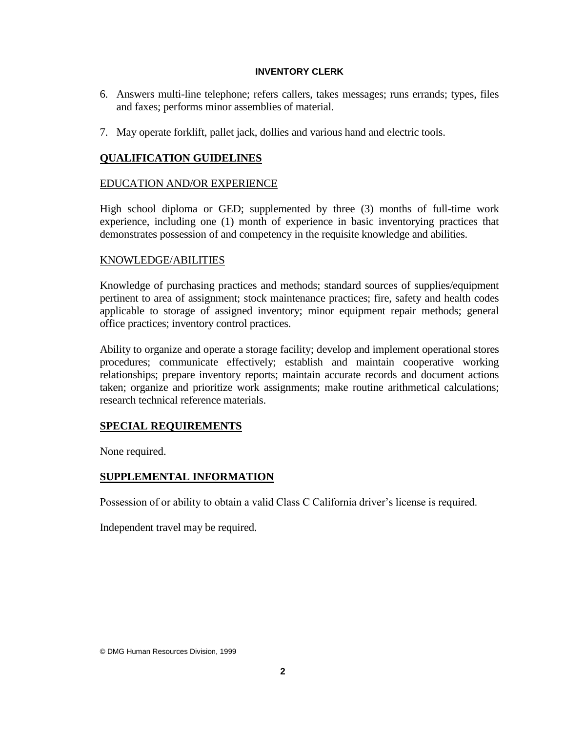6. Answers multi-line telephone; refers callers, takes messages; runs errands; types, files and faxes; performs minor assemblies of material.

7. May operate forklift, pallet jack, dollies and various hand and electric tools.

## QUALIFICATION GUIDELINES

### EDUCATION AND/OR EXPERIENCE

High school diploma or GED; supplemented by three (3) months of full-time work experience, including one (1) month of experience in basic inventorying practices that demonstrates possession of and competency in the requisite knowledge and abilities.

### KNOWLEDGE/ABILITIES

Knowledge of purchasing practices and methods; standard sources of supplies/equipment pertinent to area of assignment; stock maintenance practices; fire, safety and health codes applicable to storage of assigned inventory; minor equipment repair methods; general office practices; inventory control practices.

Ability to organize and operate a storage facility; develop and implement operational stores procedures; communicate effectively; establish and maintain cooperative working relationships; prepare inventory reports; maintain accurate records and document actions taken; organize and prioritize work assignments; make routine arithmetical calculations; research technical reference materials.

## SPECIAL REQUIREMENTS

None required.

## SUPPLEMENTAL INFORMATION

Possession of or ability to obtain a valid Class C California driver's license is required.

Independent travel may be required.

© DMG Human Resources Division, 1999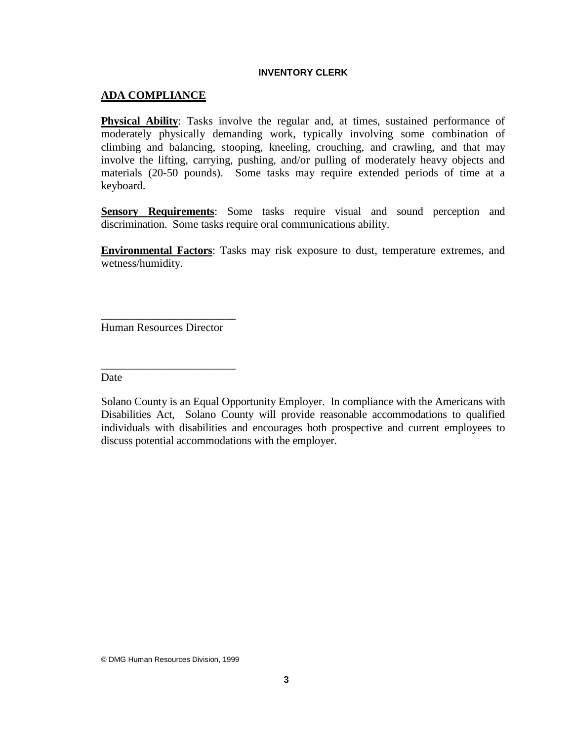**INVENTORY CLERK**

## ADA COMPLIANCE

**Physical Ability**: Tasks involve the regular and, at times, sustained performance of moderately physically demanding work, typically involving some combination of climbing and balancing, stooping, kneeling, crouching, and crawling, and that may involve the lifting, carrying, pushing, and/or pulling of moderately heavy objects and materials (20-50 pounds). Some tasks may require extended periods of time at a keyboard.

**Sensory Requirements**: Some tasks require visual and sound perception and discrimination. Some tasks require oral communications ability.

**Environmental Factors**: Tasks may risk exposure to dust, temperature extremes, and wetness/humidity.

________________________
Human Resources Director

________________________
Date

Solano County is an Equal Opportunity Employer. In compliance with the Americans with Disabilities Act, Solano County will provide reasonable accommodations to qualified individuals with disabilities and encourages both prospective and current employees to discuss potential accommodations with the employer.

© DMG Human Resources Division, 1999